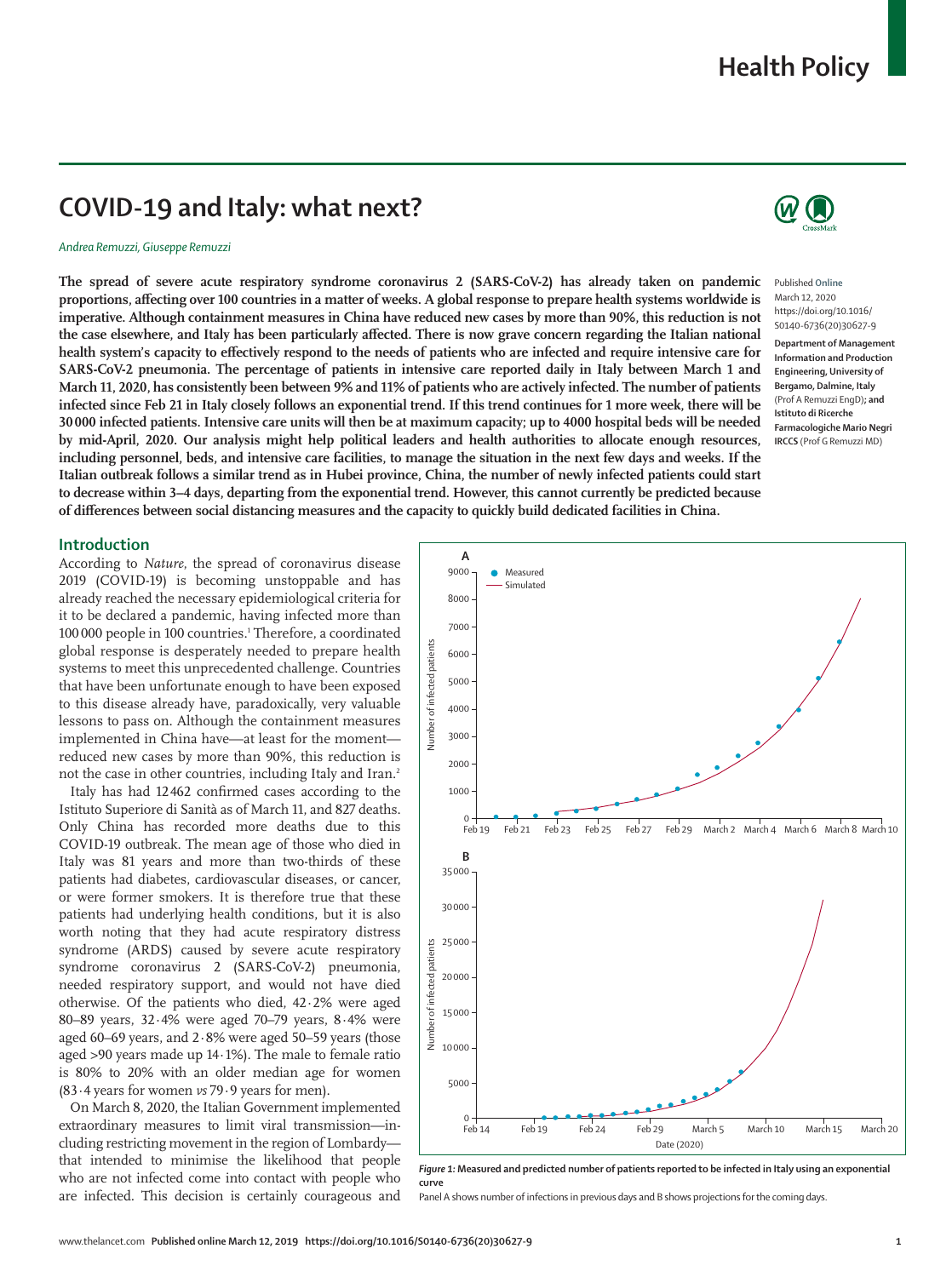# COVID-19 and Italy: what next?

*Andrea Remuzzi, Giuseppe Remuzzi*

**The spread of severe acute respiratory syndrome coronavirus 2 (SARS-CoV-2) has already taken on pandemic proportions, affecting over 100 countries in a matter of weeks. A global response to prepare health systems worldwide is imperative. Although containment measures in China have reduced new cases by more than 90%, this reduction is not the case elsewhere, and Italy has been particularly affected. There is now grave concern regarding the Italian national health system's capacity to effectively respond to the needs of patients who are infected and require intensive care for SARS-CoV-2 pneumonia. The percentage of patients in intensive care reported daily in Italy between March 1 and March 11, 2020, has consistently been between 9% and 11% of patients who are actively infected. The number of patients infected since Feb 21 in Italy closely follows an exponential trend. If this trend continues for 1 more week, there will be 30 000 infected patients. Intensive care units will then be at maximum capacity; up to 4000 hospital beds will be needed by mid-April, 2020. Our analysis might help political leaders and health authorities to allocate enough resources, including personnel, beds, and intensive care facilities, to manage the situation in the next few days and weeks. If the Italian outbreak follows a similar trend as in Hubei province, China, the number of newly infected patients could start to decrease within 3–4 days, departing from the exponential trend. However, this cannot currently be predicted because of differences between social distancing measures and the capacity to quickly build dedicated facilities in China.**

Published Online March 12, 2020 https://doi.org/10.1016/S0140-6736(20)30627-9

**Department of Management Information and Production Engineering, University of Bergamo, Dalmine, Italy** (Prof A Remuzzi EngD); **and Istituto di Ricerche Farmacologiche Mario Negri IRCCS** (Prof G Remuzzi MD)

## Introduction

According to *Nature*, the spread of coronavirus disease 2019 (COVID-19) is becoming unstoppable and has already reached the necessary epidemiological criteria for it to be declared a pandemic, having infected more than 100 000 people in 100 countries.[1] Therefore, a coordinated global response is desperately needed to prepare health systems to meet this unprecedented challenge. Countries that have been unfortunate enough to have been exposed to this disease already have, paradoxically, very valuable lessons to pass on. Although the containment measures implemented in China have—at least for the moment—reduced new cases by more than 90%, this reduction is not the case in other countries, including Italy and Iran.[2]

Italy has had 12 462 confirmed cases according to the Istituto Superiore di Sanità as of March 11, and 827 deaths. Only China has recorded more deaths due to this COVID-19 outbreak. The mean age of those who died in Italy was 81 years and more than two-thirds of these patients had diabetes, cardiovascular diseases, or cancer, or were former smokers. It is therefore true that these patients had underlying health conditions, but it is also worth noting that they had acute respiratory distress syndrome (ARDS) caused by severe acute respiratory syndrome coronavirus 2 (SARS-CoV-2) pneumonia, needed respiratory support, and would not have died otherwise. Of the patients who died, 42·2% were aged 80–89 years, 32·4% were aged 70–79 years, 8·4% were aged 60–69 years, and 2·8% were aged 50–59 years (those aged >90 years made up 14·1%). The male to female ratio is 80% to 20% with an older median age for women (83·4 years for women *vs* 79·9 years for men).

On March 8, 2020, the Italian Government implemented extraordinary measures to limit viral transmission—including restricting movement in the region of Lombardy—that intended to minimise the likelihood that people who are not infected come into contact with people who are infected. This decision is certainly courageous and

*Figure 1:* **Measured and predicted number of patients reported to be infected in Italy using an exponential curve**

Panel A shows number of infections in previous days and B shows projections for the coming days.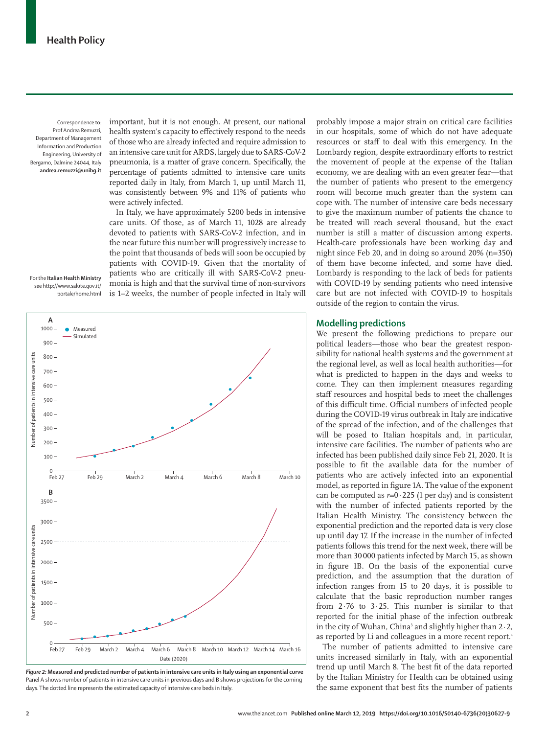important, but it is not enough. At present, our national health system's capacity to effectively respond to the needs of those who are already infected and require admission to an intensive care unit for ARDS, largely due to SARS-CoV-2 pneumonia, is a matter of grave concern. Specifically, the percentage of patients admitted to intensive care units reported daily in Italy, from March 1, up until March 11, was consistently between 9% and 11% of patients who were actively infected.

In Italy, we have approximately 5200 beds in intensive care units. Of those, as of March 11, 1028 are already devoted to patients with SARS-CoV-2 infection, and in the near future this number will progressively increase to the point that thousands of beds will soon be occupied by patients with COVID-19. Given that the mortality of patients who are critically ill with SARS-CoV-2 pneumonia is high and that the survival time of non-survivors is 1–2 weeks, the number of people infected in Italy will probably impose a major strain on critical care facilities in our hospitals, some of which do not have adequate resources or staff to deal with this emergency. In the Lombardy region, despite extraordinary efforts to restrict the movement of people at the expense of the Italian economy, we are dealing with an even greater fear—that the number of patients who present to the emergency room will become much greater than the system can cope with. The number of intensive care beds necessary to give the maximum number of patients the chance to be treated will reach several thousand, but the exact number is still a matter of discussion among experts. Health-care professionals have been working day and night since Feb 20, and in doing so around 20% (n=350) of them have become infected, and some have died. Lombardy is responding to the lack of beds for patients with COVID-19 by sending patients who need intensive care but are not infected with COVID-19 to hospitals outside of the region to contain the virus.

Correspondence to: Prof Andrea Remuzzi, Department of Management Information and Production Engineering, University of Bergamo, Dalmine 24044, Italy **andrea.remuzzi@unibg.it**

For the **Italian Health Ministry** see http://www.salute.gov.it/portale/home.html

**Figure 2: Measured and predicted number of patients in intensive care units in Italy using an exponential curve**
Panel A shows number of patients in intensive care units in previous days and B shows projections for the coming days. The dotted line represents the estimated capacity of intensive care beds in Italy.

## Modelling predictions

We present the following predictions to prepare our political leaders—those who bear the greatest responsibility for national health systems and the government at the regional level, as well as local health authorities—for what is predicted to happen in the days and weeks to come. They can then implement measures regarding staff resources and hospital beds to meet the challenges of this difficult time. Official numbers of infected people during the COVID-19 virus outbreak in Italy are indicative of the spread of the infection, and of the challenges that will be posed to Italian hospitals and, in particular, intensive care facilities. The number of patients who are infected has been published daily since Feb 21, 2020. It is possible to fit the available data for the number of patients who are actively infected into an exponential model, as reported in figure 1A. The value of the exponent can be computed as $r$=0·225 (1 per day) and is consistent with the number of infected patients reported by the Italian Health Ministry. The consistency between the exponential prediction and the reported data is very close up until day 17. If the increase in the number of infected patients follows this trend for the next week, there will be more than 30 000 patients infected by March 15, as shown in figure 1B. On the basis of the exponential curve prediction, and the assumption that the duration of infection ranges from 15 to 20 days, it is possible to calculate that the basic reproduction number ranges from 2·76 to 3·25. This number is similar to that reported for the initial phase of the infection outbreak in the city of Wuhan, China[3] and slightly higher than 2·2, as reported by Li and colleagues in a more recent report.[4]

The number of patients admitted to intensive care units increased similarly in Italy, with an exponential trend up until March 8. The best fit of the data reported by the Italian Ministry for Health can be obtained using the same exponent that best fits the number of patients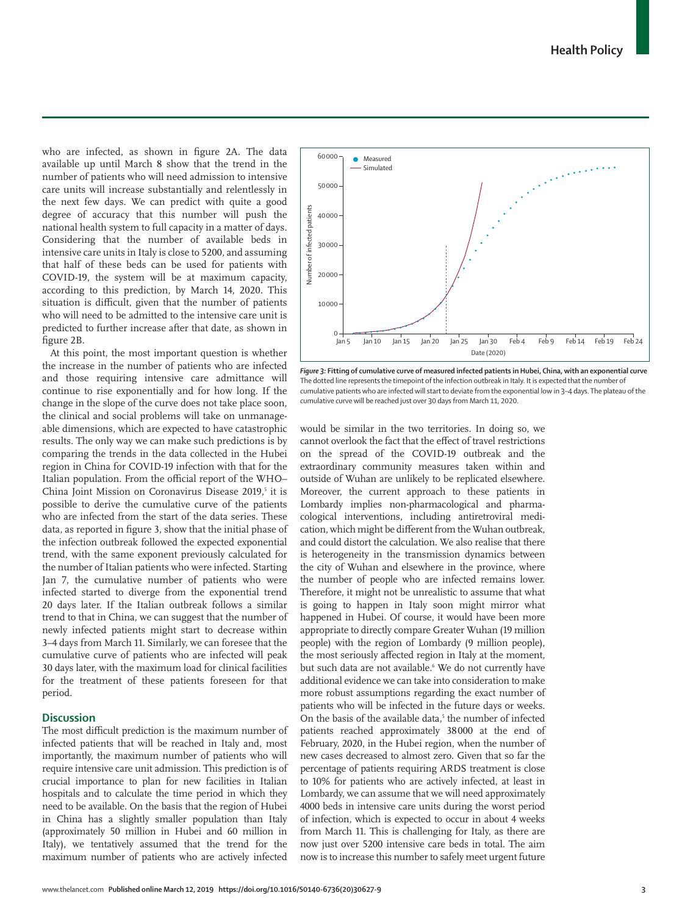who are infected, as shown in figure 2A. The data available up until March 8 show that the trend in the number of patients who will need admission to intensive care units will increase substantially and relentlessly in the next few days. We can predict with quite a good degree of accuracy that this number will push the national health system to full capacity in a matter of days. Considering that the number of available beds in intensive care units in Italy is close to 5200, and assuming that half of these beds can be used for patients with COVID-19, the system will be at maximum capacity, according to this prediction, by March 14, 2020. This situation is difficult, given that the number of patients who will need to be admitted to the intensive care unit is predicted to further increase after that date, as shown in figure 2B.

At this point, the most important question is whether the increase in the number of patients who are infected and those requiring intensive care admittance will continue to rise exponentially and for how long. If the change in the slope of the curve does not take place soon, the clinical and social problems will take on unmanageable dimensions, which are expected to have catastrophic results. The only way we can make such predictions is by comparing the trends in the data collected in the Hubei region in China for COVID-19 infection with that for the Italian population. From the official report of the WHO–China Joint Mission on Coronavirus Disease 2019,[5] it is possible to derive the cumulative curve of the patients who are infected from the start of the data series. These data, as reported in figure 3, show that the initial phase of the infection outbreak followed the expected exponential trend, with the same exponent previously calculated for the number of Italian patients who were infected. Starting Jan 7, the cumulative number of patients who were infected started to diverge from the exponential trend 20 days later. If the Italian outbreak follows a similar trend to that in China, we can suggest that the number of newly infected patients might start to decrease within 3–4 days from March 11. Similarly, we can foresee that the cumulative curve of patients who are infected will peak 30 days later, with the maximum load for clinical facilities for the treatment of these patients foreseen for that period.

**Figure 3: Fitting of cumulative curve of measured infected patients in Hubei, China, with an exponential curve**
The dotted line represents the timepoint of the infection outbreak in Italy. It is expected that the number of cumulative patients who are infected will start to deviate from the exponential low in 3–4 days. The plateau of the cumulative curve will be reached just over 30 days from March 11, 2020.

## Discussion

The most difficult prediction is the maximum number of infected patients that will be reached in Italy and, most importantly, the maximum number of patients who will require intensive care unit admission. This prediction is of crucial importance to plan for new facilities in Italian hospitals and to calculate the time period in which they need to be available. On the basis that the region of Hubei in China has a slightly smaller population than Italy (approximately 50 million in Hubei and 60 million in Italy), we tentatively assumed that the trend for the maximum number of patients who are actively infected would be similar in the two territories. In doing so, we cannot overlook the fact that the effect of travel restrictions on the spread of the COVID-19 outbreak and the extraordinary community measures taken within and outside of Wuhan are unlikely to be replicated elsewhere. Moreover, the current approach to these patients in Lombardy implies non-pharmacological and pharmacological interventions, including antiretroviral medication, which might be different from the Wuhan outbreak, and could distort the calculation. We also realise that there is heterogeneity in the transmission dynamics between the city of Wuhan and elsewhere in the province, where the number of people who are infected remains lower. Therefore, it might not be unrealistic to assume that what is going to happen in Italy soon might mirror what happened in Hubei. Of course, it would have been more appropriate to directly compare Greater Wuhan (19 million people) with the region of Lombardy (9 million people), the most seriously affected region in Italy at the moment, but such data are not available.[6] We do not currently have additional evidence we can take into consideration to make more robust assumptions regarding the exact number of patients who will be infected in the future days or weeks. On the basis of the available data,[5] the number of infected patients reached approximately 38 000 at the end of February, 2020, in the Hubei region, when the number of new cases decreased to almost zero. Given that so far the percentage of patients requiring ARDS treatment is close to 10% for patients who are actively infected, at least in Lombardy, we can assume that we will need approximately 4000 beds in intensive care units during the worst period of infection, which is expected to occur in about 4 weeks from March 11. This is challenging for Italy, as there are now just over 5200 intensive care beds in total. The aim now is to increase this number to safely meet urgent future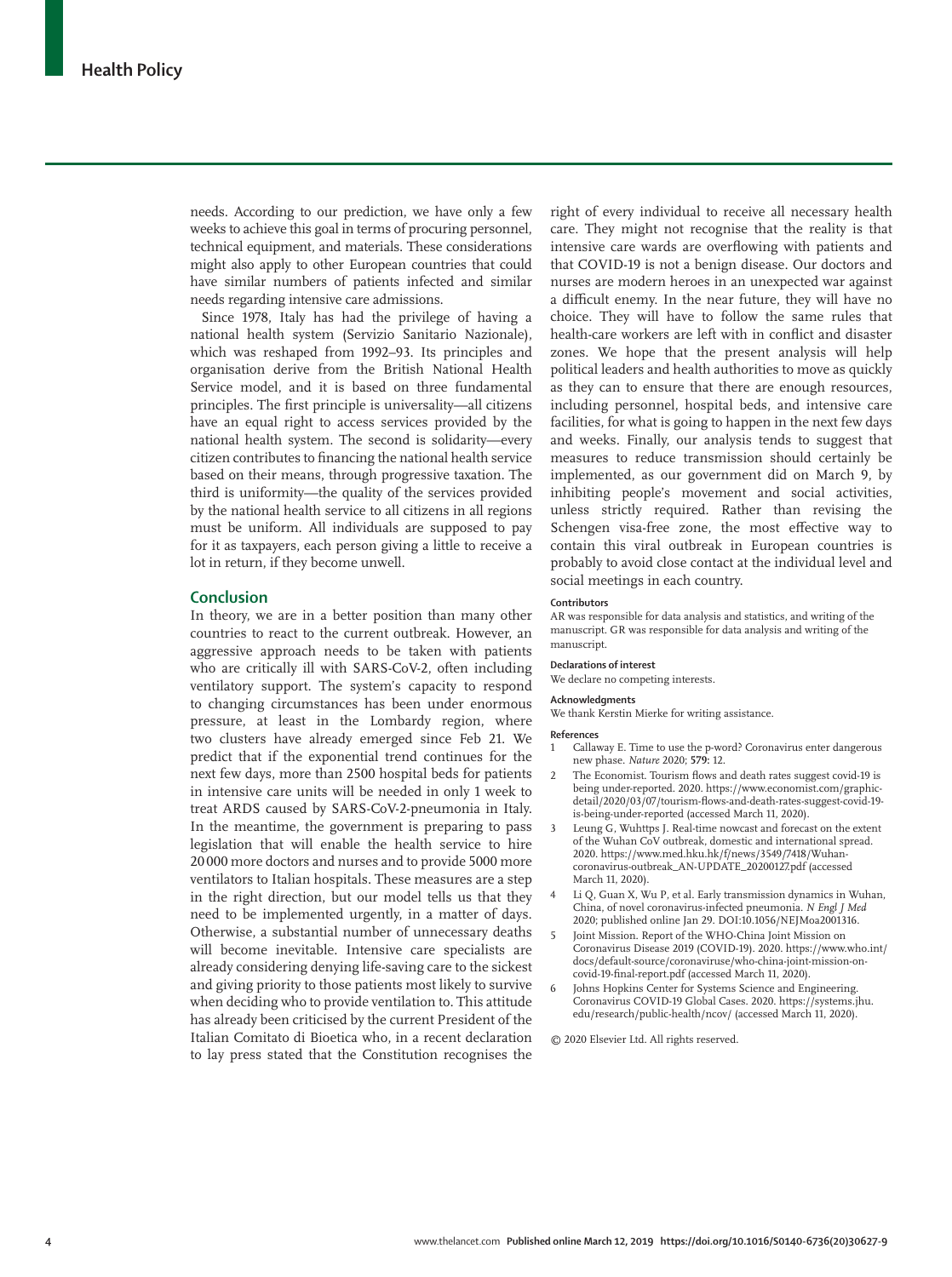needs. According to our prediction, we have only a few weeks to achieve this goal in terms of procuring personnel, technical equipment, and materials. These considerations might also apply to other European countries that could have similar numbers of patients infected and similar needs regarding intensive care admissions.

Since 1978, Italy has had the privilege of having a national health system (Servizio Sanitario Nazionale), which was reshaped from 1992–93. Its principles and organisation derive from the British National Health Service model, and it is based on three fundamental principles. The first principle is universality—all citizens have an equal right to access services provided by the national health system. The second is solidarity—every citizen contributes to financing the national health service based on their means, through progressive taxation. The third is uniformity—the quality of the services provided by the national health service to all citizens in all regions must be uniform. All individuals are supposed to pay for it as taxpayers, each person giving a little to receive a lot in return, if they become unwell.

## Conclusion

In theory, we are in a better position than many other countries to react to the current outbreak. However, an aggressive approach needs to be taken with patients who are critically ill with SARS-CoV-2, often including ventilatory support. The system's capacity to respond to changing circumstances has been under enormous pressure, at least in the Lombardy region, where two clusters have already emerged since Feb 21. We predict that if the exponential trend continues for the next few days, more than 2500 hospital beds for patients in intensive care units will be needed in only 1 week to treat ARDS caused by SARS-CoV-2-pneumonia in Italy. In the meantime, the government is preparing to pass legislation that will enable the health service to hire 20 000 more doctors and nurses and to provide 5000 more ventilators to Italian hospitals. These measures are a step in the right direction, but our model tells us that they need to be implemented urgently, in a matter of days. Otherwise, a substantial number of unnecessary deaths will become inevitable. Intensive care specialists are already considering denying life-saving care to the sickest and giving priority to those patients most likely to survive when deciding who to provide ventilation to. This attitude has already been criticised by the current President of the Italian Comitato di Bioetica who, in a recent declaration to lay press stated that the Constitution recognises the right of every individual to receive all necessary health care. They might not recognise that the reality is that intensive care wards are overflowing with patients and that COVID-19 is not a benign disease. Our doctors and nurses are modern heroes in an unexpected war against a difficult enemy. In the near future, they will have no choice. They will have to follow the same rules that health-care workers are left with in conflict and disaster zones. We hope that the present analysis will help political leaders and health authorities to move as quickly as they can to ensure that there are enough resources, including personnel, hospital beds, and intensive care facilities, for what is going to happen in the next few days and weeks. Finally, our analysis tends to suggest that measures to reduce transmission should certainly be implemented, as our government did on March 9, by inhibiting people's movement and social activities, unless strictly required. Rather than revising the Schengen visa-free zone, the most effective way to contain this viral outbreak in European countries is probably to avoid close contact at the individual level and social meetings in each country.

#### Contributors

AR was responsible for data analysis and statistics, and writing of the manuscript. GR was responsible for data analysis and writing of the manuscript.

#### Declarations of interest

We declare no competing interests.

#### Acknowledgments

We thank Kerstin Mierke for writing assistance.

#### References

1. Callaway E. Time to use the p-word? Coronavirus enter dangerous new phase. *Nature* 2020; **579:** 12.
2. The Economist. Tourism flows and death rates suggest covid-19 is being under-reported. 2020. https://www.economist.com/graphic-detail/2020/03/07/tourism-flows-and-death-rates-suggest-covid-19-is-being-under-reported (accessed March 11, 2020).
3. Leung G, Wuhttps J. Real-time nowcast and forecast on the extent of the Wuhan CoV outbreak, domestic and international spread. 2020. https://www.med.hku.hk/f/news/3549/7418/Wuhan-coronavirus-outbreak_AN-UPDATE_20200127.pdf (accessed March 11, 2020).
4. Li Q, Guan X, Wu P, et al. Early transmission dynamics in Wuhan, China, of novel coronavirus-infected pneumonia. *N Engl J Med* 2020; published online Jan 29. DOI:10.1056/NEJMoa2001316.
5. Joint Mission. Report of the WHO-China Joint Mission on Coronavirus Disease 2019 (COVID-19). 2020. https://www.who.int/docs/default-source/coronaviruse/who-china-joint-mission-on-covid-19-final-report.pdf (accessed March 11, 2020).
6. Johns Hopkins Center for Systems Science and Engineering. Coronavirus COVID-19 Global Cases. 2020. https://systems.jhu.edu/research/public-health/ncov/ (accessed March 11, 2020).

© 2020 Elsevier Ltd. All rights reserved.